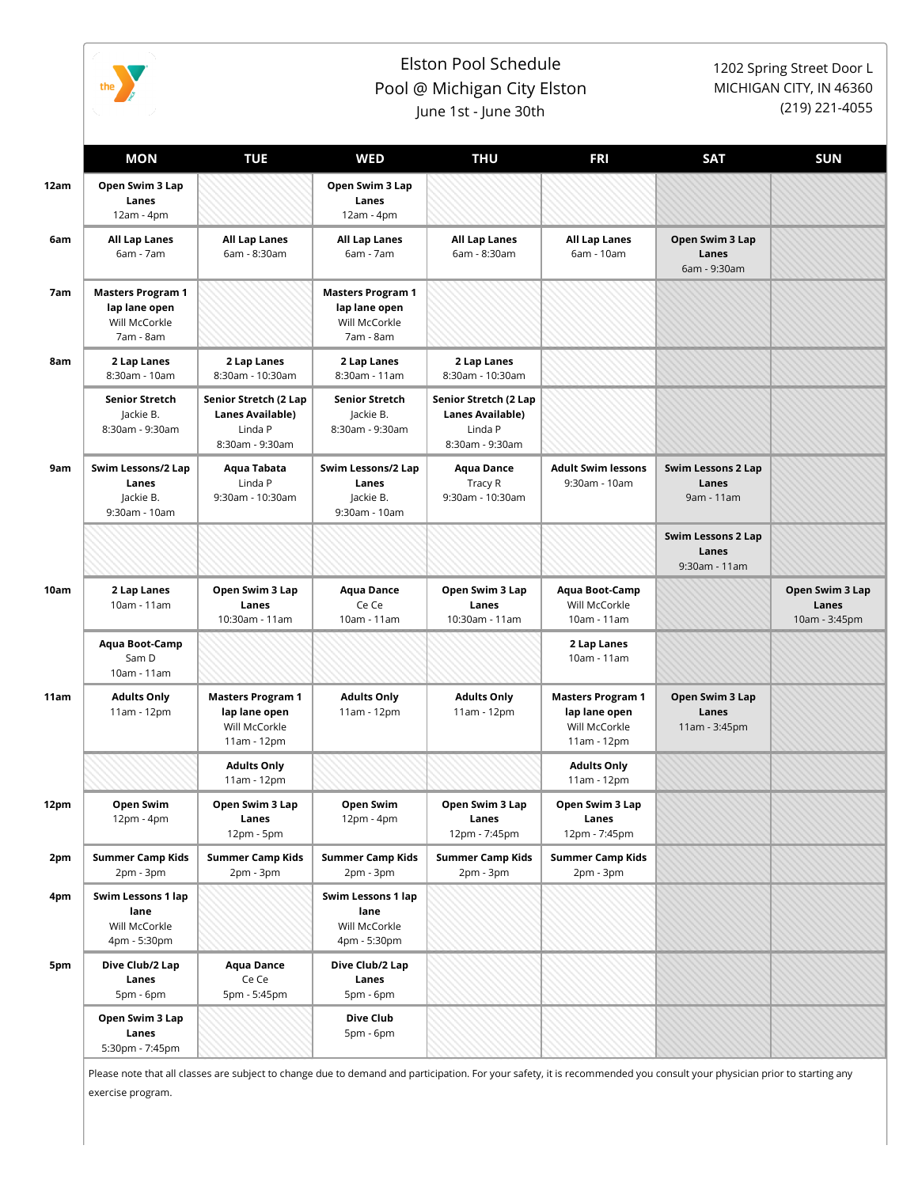# Elston Pool Schedule

## Pool @ Michigan City Elston

June 1st - June 30th

1202 Spring Street Door L
MICHIGAN CITY, IN 46360
(219) 221-4055

| | MON | TUE | WED | THU | FRI | SAT | SUN |
|---|---|---|---|---|---|---|---|
| 12am | **Open Swim 3 Lap Lanes** 12am - 4pm | | **Open Swim 3 Lap Lanes** 12am - 4pm | | | | |
| 6am | **All Lap Lanes** 6am - 7am | **All Lap Lanes** 6am - 8:30am | **All Lap Lanes** 6am - 7am | **All Lap Lanes** 6am - 8:30am | **All Lap Lanes** 6am - 10am | **Open Swim 3 Lap Lanes** 6am - 9:30am | |
| 7am | **Masters Program 1 lap lane open** Will McCorkle 7am - 8am | | **Masters Program 1 lap lane open** Will McCorkle 7am - 8am | | | | |
| 8am | **2 Lap Lanes** 8:30am - 10am | **2 Lap Lanes** 8:30am - 10:30am | **2 Lap Lanes** 8:30am - 11am | **2 Lap Lanes** 8:30am - 10:30am | | | |
| | **Senior Stretch** Jackie B. 8:30am - 9:30am | **Senior Stretch (2 Lap Lanes Available)** Linda P 8:30am - 9:30am | **Senior Stretch** Jackie B. 8:30am - 9:30am | **Senior Stretch (2 Lap Lanes Available)** Linda P 8:30am - 9:30am | | | |
| 9am | **Swim Lessons/2 Lap Lanes** Jackie B. 9:30am - 10am | **Aqua Tabata** Linda P 9:30am - 10:30am | **Swim Lessons/2 Lap Lanes** Jackie B. 9:30am - 10am | **Aqua Dance** Tracy R 9:30am - 10:30am | **Adult Swim lessons** 9:30am - 10am | **Swim Lessons 2 Lap Lanes** 9am - 11am | |
| | | | | | | **Swim Lessons 2 Lap Lanes** 9:30am - 11am | |
| 10am | **2 Lap Lanes** 10am - 11am | **Open Swim 3 Lap Lanes** 10:30am - 11am | **Aqua Dance** Ce Ce 10am - 11am | **Open Swim 3 Lap Lanes** 10:30am - 11am | **Aqua Boot-Camp** Will McCorkle 10am - 11am | | **Open Swim 3 Lap Lanes** 10am - 3:45pm |
| | **Aqua Boot-Camp** Sam D 10am - 11am | | | | **2 Lap Lanes** 10am - 11am | | |
| 11am | **Adults Only** 11am - 12pm | **Masters Program 1 lap lane open** Will McCorkle 11am - 12pm | **Adults Only** 11am - 12pm | **Adults Only** 11am - 12pm | **Masters Program 1 lap lane open** Will McCorkle 11am - 12pm | **Open Swim 3 Lap Lanes** 11am - 3:45pm | |
| | | **Adults Only** 11am - 12pm | | | **Adults Only** 11am - 12pm | | |
| 12pm | **Open Swim** 12pm - 4pm | **Open Swim 3 Lap Lanes** 12pm - 5pm | **Open Swim** 12pm - 4pm | **Open Swim 3 Lap Lanes** 12pm - 7:45pm | **Open Swim 3 Lap Lanes** 12pm - 7:45pm | | |
| 2pm | **Summer Camp Kids** 2pm - 3pm | **Summer Camp Kids** 2pm - 3pm | **Summer Camp Kids** 2pm - 3pm | **Summer Camp Kids** 2pm - 3pm | **Summer Camp Kids** 2pm - 3pm | | |
| 4pm | **Swim Lessons 1 lap lane** Will McCorkle 4pm - 5:30pm | | **Swim Lessons 1 lap lane** Will McCorkle 4pm - 5:30pm | | | | |
| 5pm | **Dive Club/2 Lap Lanes** 5pm - 6pm | **Aqua Dance** Ce Ce 5pm - 5:45pm | **Dive Club/2 Lap Lanes** 5pm - 6pm | | | | |
| | **Open Swim 3 Lap Lanes** 5:30pm - 7:45pm | | **Dive Club** 5pm - 6pm | | | | |

Please note that all classes are subject to change due to demand and participation. For your safety, it is recommended you consult your physician prior to starting any exercise program.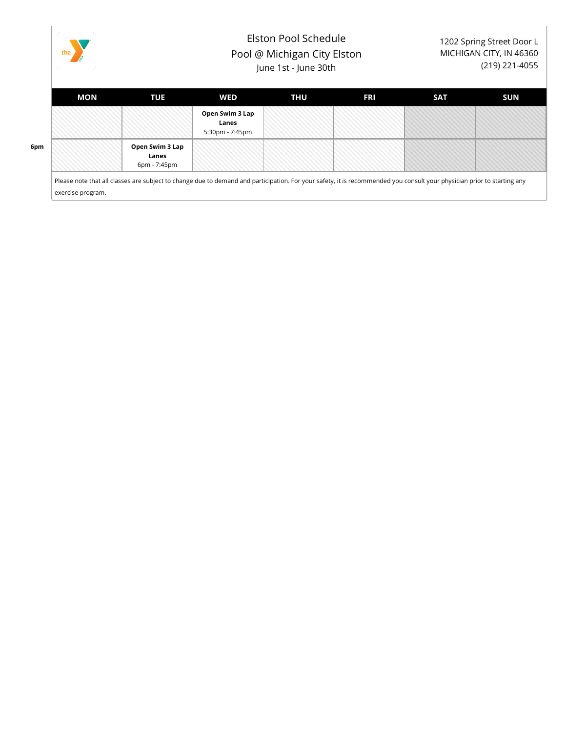# Elston Pool Schedule

Pool @ Michigan City Elston

June 1st - June 30th

1202 Spring Street Door L
MICHIGAN CITY, IN 46360
(219) 221-4055

| | MON | TUE | WED | THU | FRI | SAT | SUN |
|---|---|---|---|---|---|---|---|
| | | | **Open Swim 3 Lap Lanes** 5:30pm - 7:45pm | | | | |
| **6pm** | | **Open Swim 3 Lap Lanes** 6pm - 7:45pm | | | | | |

Please note that all classes are subject to change due to demand and participation. For your safety, it is recommended you consult your physician prior to starting any exercise program.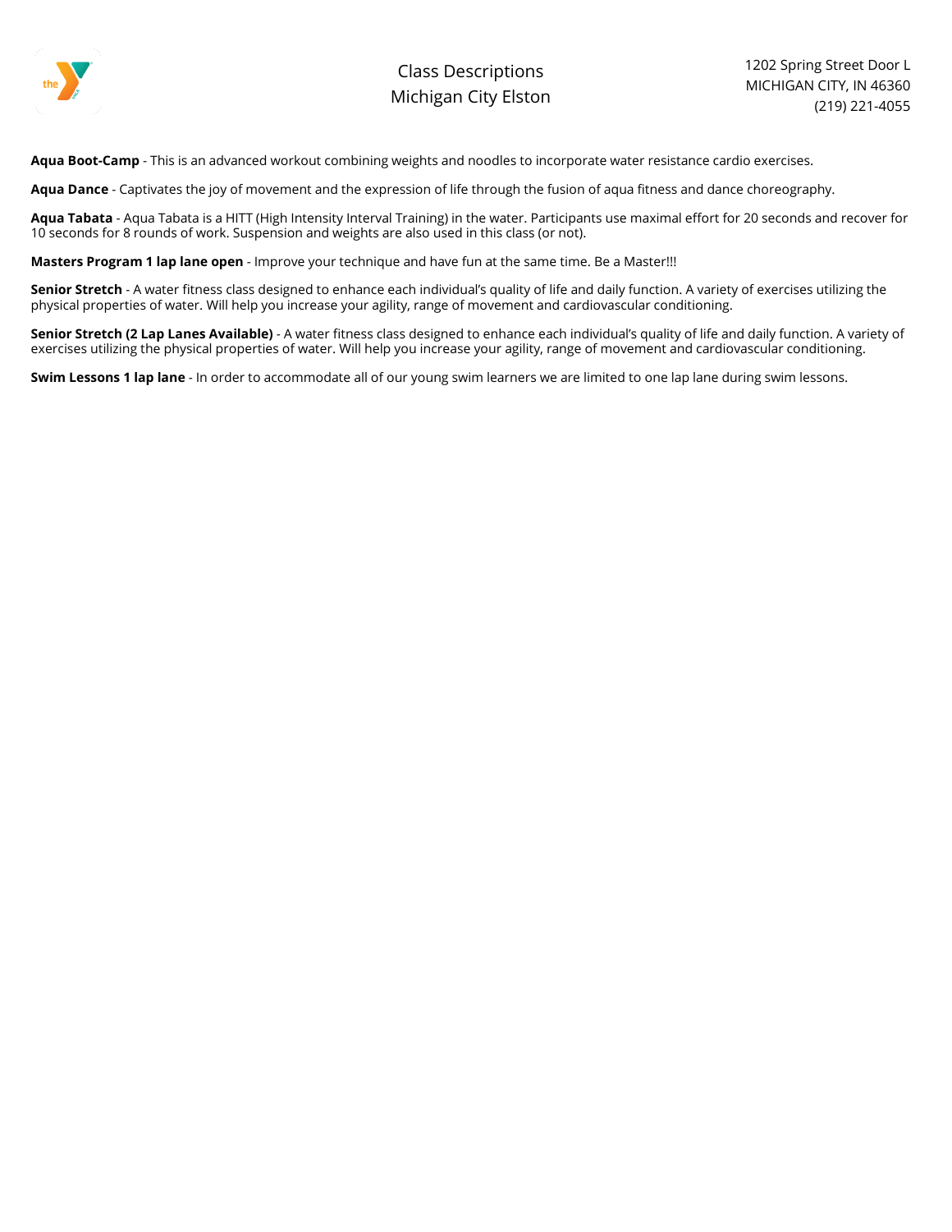# Class Descriptions
## Michigan City Elston

1202 Spring Street Door L
MICHIGAN CITY, IN 46360
(219) 221-4055

**Aqua Boot-Camp** - This is an advanced workout combining weights and noodles to incorporate water resistance cardio exercises.

**Aqua Dance** - Captivates the joy of movement and the expression of life through the fusion of aqua fitness and dance choreography.

**Aqua Tabata** - Aqua Tabata is a HITT (High Intensity Interval Training) in the water. Participants use maximal effort for 20 seconds and recover for 10 seconds for 8 rounds of work. Suspension and weights are also used in this class (or not).

**Masters Program 1 lap lane open** - Improve your technique and have fun at the same time. Be a Master!!!

**Senior Stretch** - A water fitness class designed to enhance each individual's quality of life and daily function. A variety of exercises utilizing the physical properties of water. Will help you increase your agility, range of movement and cardiovascular conditioning.

**Senior Stretch (2 Lap Lanes Available)** - A water fitness class designed to enhance each individual's quality of life and daily function. A variety of exercises utilizing the physical properties of water. Will help you increase your agility, range of movement and cardiovascular conditioning.

**Swim Lessons 1 lap lane** - In order to accommodate all of our young swim learners we are limited to one lap lane during swim lessons.